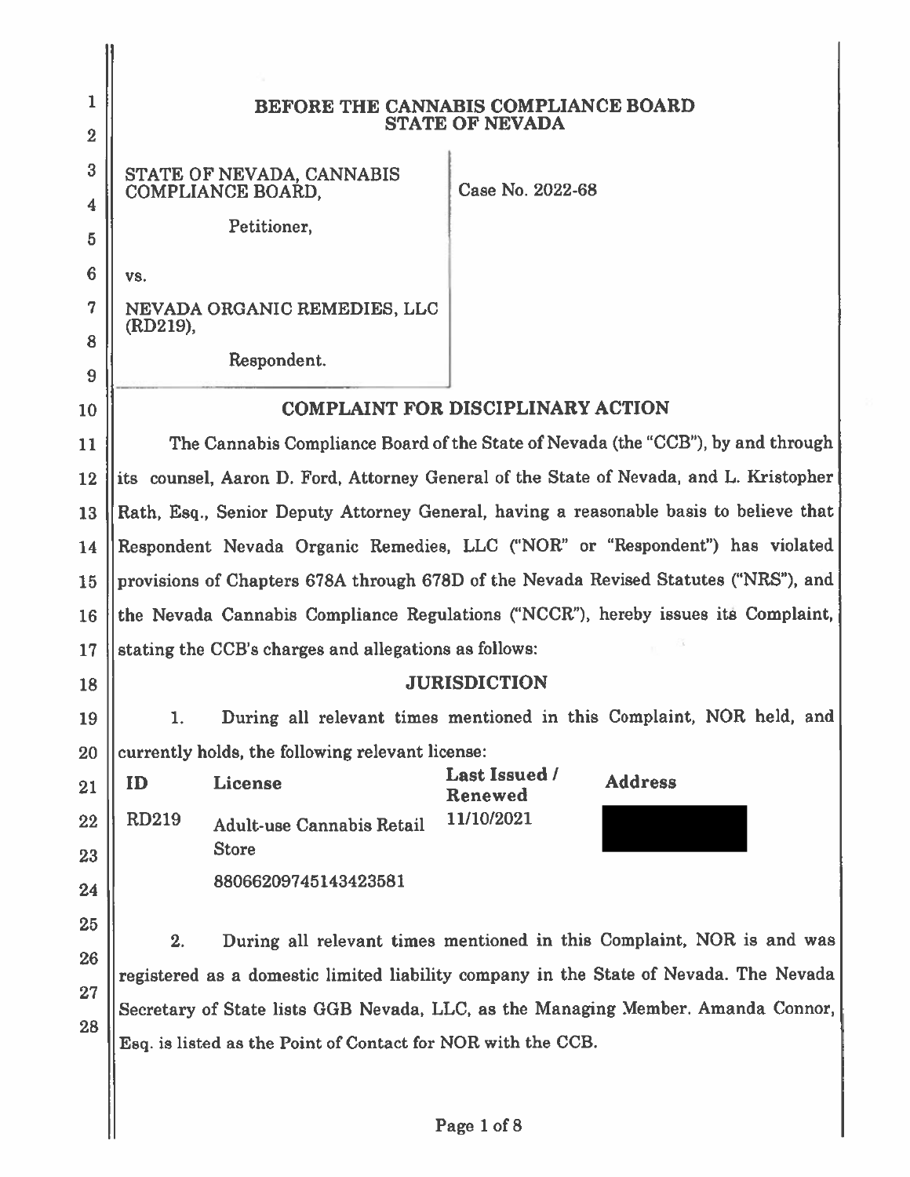# BEFORE THE CANNABIS COMPLIANCE BOARD
# STATE OF NEVADA

STATE OF NEVADA, CANNABIS COMPLIANCE BOARD,

Petitioner,

vs.

NEVADA ORGANIC REMEDIES, LLC (RD219),

Respondent.

Case No. 2022-68

## COMPLAINT FOR DISCIPLINARY ACTION

The Cannabis Compliance Board of the State of Nevada (the "CCB"), by and through its counsel, Aaron D. Ford, Attorney General of the State of Nevada, and L. Kristopher Rath, Esq., Senior Deputy Attorney General, having a reasonable basis to believe that Respondent Nevada Organic Remedies, LLC ("NOR" or "Respondent") has violated provisions of Chapters 678A through 678D of the Nevada Revised Statutes ("NRS"), and the Nevada Cannabis Compliance Regulations ("NCCR"), hereby issues its Complaint, stating the CCB's charges and allegations as follows:

## JURISDICTION

1. During all relevant times mentioned in this Complaint, NOR held, and currently holds, the following relevant license:

| ID | License | Last Issued / Renewed | Address |
|---|---|---|---|
| RD219 | Adult-use Cannabis Retail Store<br>88066209745143423581 | 11/10/2021 | [REDACTED] |

2. During all relevant times mentioned in this Complaint, NOR is and was registered as a domestic limited liability company in the State of Nevada. The Nevada Secretary of State lists GGB Nevada, LLC, as the Managing Member. Amanda Connor, Esq. is listed as the Point of Contact for NOR with the CCB.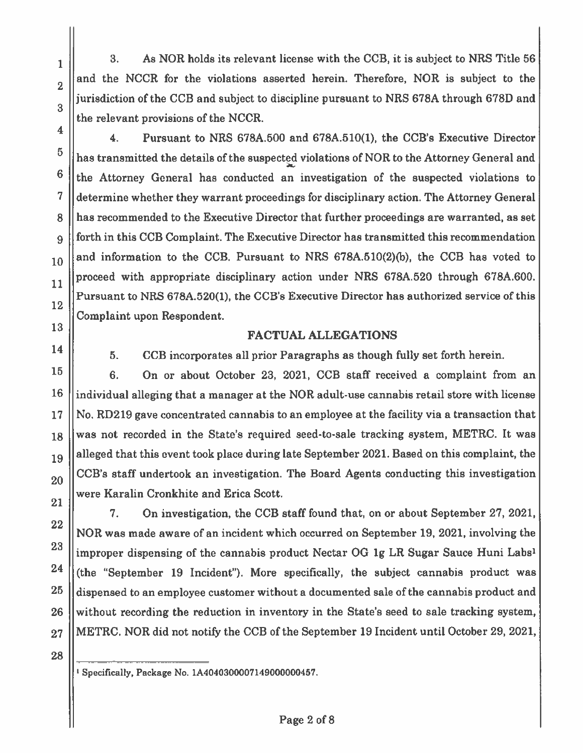3. As NOR holds its relevant license with the CCB, it is subject to NRS Title 56 and the NCCR for the violations asserted herein. Therefore, NOR is subject to the jurisdiction of the CCB and subject to discipline pursuant to NRS 678A through 678D and the relevant provisions of the NCCR.

4. Pursuant to NRS 678A.500 and 678A.510(1), the CCB's Executive Director has transmitted the details of the suspected violations of NOR to the Attorney General and the Attorney General has conducted an investigation of the suspected violations to determine whether they warrant proceedings for disciplinary action. The Attorney General has recommended to the Executive Director that further proceedings are warranted, as set forth in this CCB Complaint. The Executive Director has transmitted this recommendation and information to the CCB. Pursuant to NRS 678A.510(2)(b), the CCB has voted to proceed with appropriate disciplinary action under NRS 678A.520 through 678A.600. Pursuant to NRS 678A.520(1), the CCB's Executive Director has authorized service of this Complaint upon Respondent.

## FACTUAL ALLEGATIONS

5. CCB incorporates all prior Paragraphs as though fully set forth herein.

6. On or about October 23, 2021, CCB staff received a complaint from an individual alleging that a manager at the NOR adult-use cannabis retail store with license No. RD219 gave concentrated cannabis to an employee at the facility via a transaction that was not recorded in the State's required seed-to-sale tracking system, METRC. It was alleged that this event took place during late September 2021. Based on this complaint, the CCB's staff undertook an investigation. The Board Agents conducting this investigation were Karalin Cronkhite and Erica Scott.

7. On investigation, the CCB staff found that, on or about September 27, 2021, NOR was made aware of an incident which occurred on September 19, 2021, involving the improper dispensing of the cannabis product Nectar OG 1g LR Sugar Sauce Huni Labs[1] (the "September 19 Incident"). More specifically, the subject cannabis product was dispensed to an employee customer without a documented sale of the cannabis product and without recording the reduction in inventory in the State's seed to sale tracking system, METRC. NOR did not notify the CCB of the September 19 Incident until October 29, 2021,

[1] Specifically, Package No. 1A4040300007149000000457.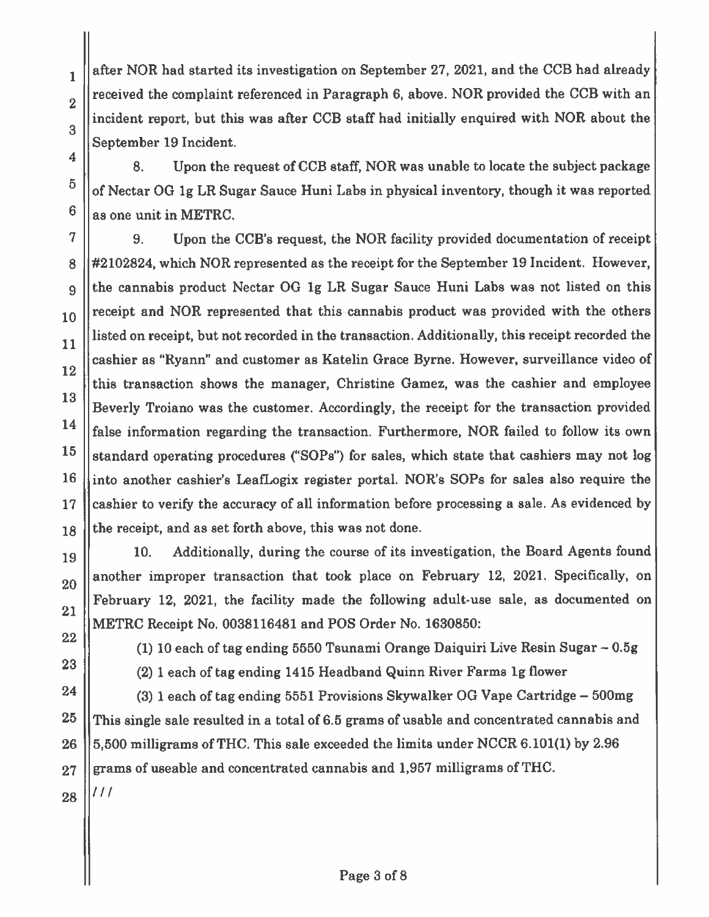after NOR had started its investigation on September 27, 2021, and the CCB had already received the complaint referenced in Paragraph 6, above. NOR provided the CCB with an incident report, but this was after CCB staff had initially enquired with NOR about the September 19 Incident.

8. Upon the request of CCB staff, NOR was unable to locate the subject package of Nectar OG 1g LR Sugar Sauce Huni Labs in physical inventory, though it was reported as one unit in METRC.

9. Upon the CCB's request, the NOR facility provided documentation of receipt #2102824, which NOR represented as the receipt for the September 19 Incident. However, the cannabis product Nectar OG 1g LR Sugar Sauce Huni Labs was not listed on this receipt and NOR represented that this cannabis product was provided with the others listed on receipt, but not recorded in the transaction. Additionally, this receipt recorded the cashier as "Ryann" and customer as Katelin Grace Byrne. However, surveillance video of this transaction shows the manager, Christine Gamez, was the cashier and employee Beverly Troiano was the customer. Accordingly, the receipt for the transaction provided false information regarding the transaction. Furthermore, NOR failed to follow its own standard operating procedures ("SOPs") for sales, which state that cashiers may not log into another cashier's LeafLogix register portal. NOR's SOPs for sales also require the cashier to verify the accuracy of all information before processing a sale. As evidenced by the receipt, and as set forth above, this was not done.

10. Additionally, during the course of its investigation, the Board Agents found another improper transaction that took place on February 12, 2021. Specifically, on February 12, 2021, the facility made the following adult-use sale, as documented on METRC Receipt No. 0038116481 and POS Order No. 1630850:

(1) 10 each of tag ending 5550 Tsunami Orange Daiquiri Live Resin Sugar – 0.5g

(2) 1 each of tag ending 1415 Headband Quinn River Farms 1g flower

(3) 1 each of tag ending 5551 Provisions Skywalker OG Vape Cartridge – 500mg

This single sale resulted in a total of 6.5 grams of usable and concentrated cannabis and 5,500 milligrams of THC. This sale exceeded the limits under NCCR 6.101(1) by 2.96 grams of useable and concentrated cannabis and 1,957 milligrams of THC.

///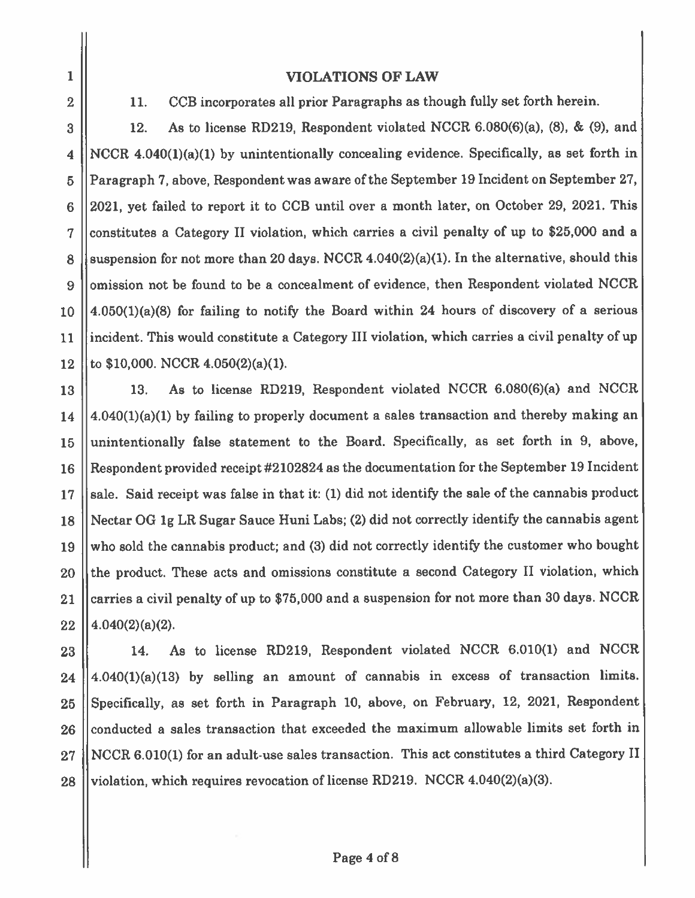## VIOLATIONS OF LAW

11. CCB incorporates all prior Paragraphs as though fully set forth herein.

12. As to license RD219, Respondent violated NCCR 6.080(6)(a), (8), & (9), and NCCR 4.040(1)(a)(1) by unintentionally concealing evidence. Specifically, as set forth in Paragraph 7, above, Respondent was aware of the September 19 Incident on September 27, 2021, yet failed to report it to CCB until over a month later, on October 29, 2021. This constitutes a Category II violation, which carries a civil penalty of up to $25,000 and a suspension for not more than 20 days. NCCR 4.040(2)(a)(1). In the alternative, should this omission not be found to be a concealment of evidence, then Respondent violated NCCR 4.050(1)(a)(8) for failing to notify the Board within 24 hours of discovery of a serious incident. This would constitute a Category III violation, which carries a civil penalty of up to $10,000. NCCR 4.050(2)(a)(1).

13. As to license RD219, Respondent violated NCCR 6.080(6)(a) and NCCR 4.040(1)(a)(1) by failing to properly document a sales transaction and thereby making an unintentionally false statement to the Board. Specifically, as set forth in 9, above, Respondent provided receipt #2102824 as the documentation for the September 19 Incident sale. Said receipt was false in that it: (1) did not identify the sale of the cannabis product Nectar OG 1g LR Sugar Sauce Huni Labs; (2) did not correctly identify the cannabis agent who sold the cannabis product; and (3) did not correctly identify the customer who bought the product. These acts and omissions constitute a second Category II violation, which carries a civil penalty of up to $75,000 and a suspension for not more than 30 days. NCCR 4.040(2)(a)(2).

14. As to license RD219, Respondent violated NCCR 6.010(1) and NCCR 4.040(1)(a)(13) by selling an amount of cannabis in excess of transaction limits. Specifically, as set forth in Paragraph 10, above, on February, 12, 2021, Respondent conducted a sales transaction that exceeded the maximum allowable limits set forth in NCCR 6.010(1) for an adult-use sales transaction. This act constitutes a third Category II violation, which requires revocation of license RD219. NCCR 4.040(2)(a)(3).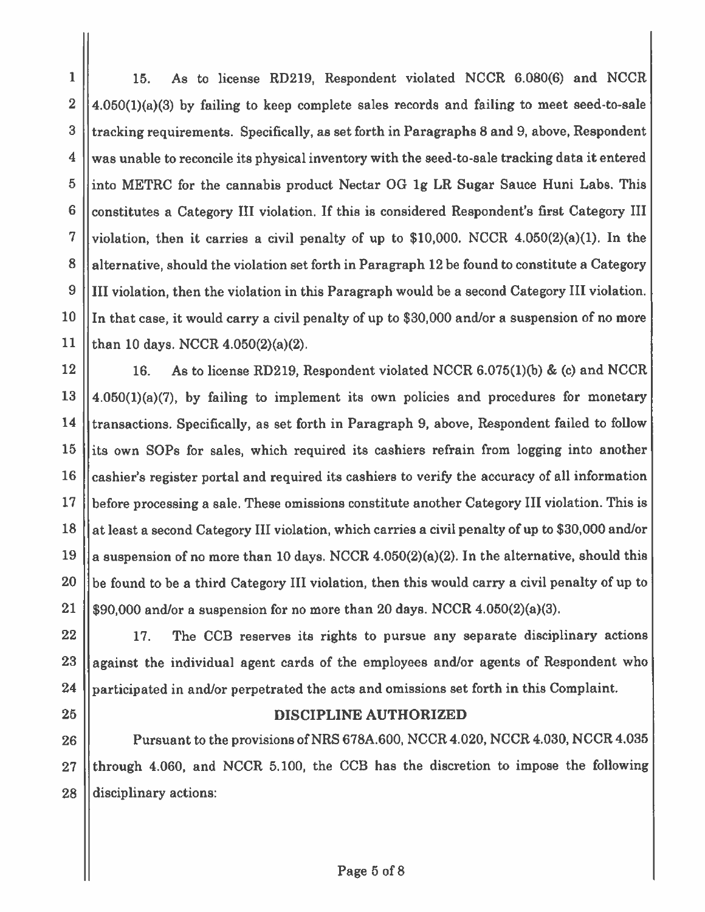15. As to license RD219, Respondent violated NCCR 6.080(6) and NCCR 4.050(1)(a)(3) by failing to keep complete sales records and failing to meet seed-to-sale tracking requirements. Specifically, as set forth in Paragraphs 8 and 9, above, Respondent was unable to reconcile its physical inventory with the seed-to-sale tracking data it entered into METRC for the cannabis product Nectar OG 1g LR Sugar Sauce Huni Labs. This constitutes a Category III violation. If this is considered Respondent's first Category III violation, then it carries a civil penalty of up to $10,000. NCCR 4.050(2)(a)(1). In the alternative, should the violation set forth in Paragraph 12 be found to constitute a Category III violation, then the violation in this Paragraph would be a second Category III violation. In that case, it would carry a civil penalty of up to $30,000 and/or a suspension of no more than 10 days. NCCR 4.050(2)(a)(2).

16. As to license RD219, Respondent violated NCCR 6.075(1)(b) & (c) and NCCR 4.050(1)(a)(7), by failing to implement its own policies and procedures for monetary transactions. Specifically, as set forth in Paragraph 9, above, Respondent failed to follow its own SOPs for sales, which required its cashiers refrain from logging into another cashier's register portal and required its cashiers to verify the accuracy of all information before processing a sale. These omissions constitute another Category III violation. This is at least a second Category III violation, which carries a civil penalty of up to $30,000 and/or a suspension of no more than 10 days. NCCR 4.050(2)(a)(2). In the alternative, should this be found to be a third Category III violation, then this would carry a civil penalty of up to $90,000 and/or a suspension for no more than 20 days. NCCR 4.050(2)(a)(3).

17. The CCB reserves its rights to pursue any separate disciplinary actions against the individual agent cards of the employees and/or agents of Respondent who participated in and/or perpetrated the acts and omissions set forth in this Complaint.

## DISCIPLINE AUTHORIZED

Pursuant to the provisions of NRS 678A.600, NCCR 4.020, NCCR 4.030, NCCR 4.035 through 4.060, and NCCR 5.100, the CCB has the discretion to impose the following disciplinary actions: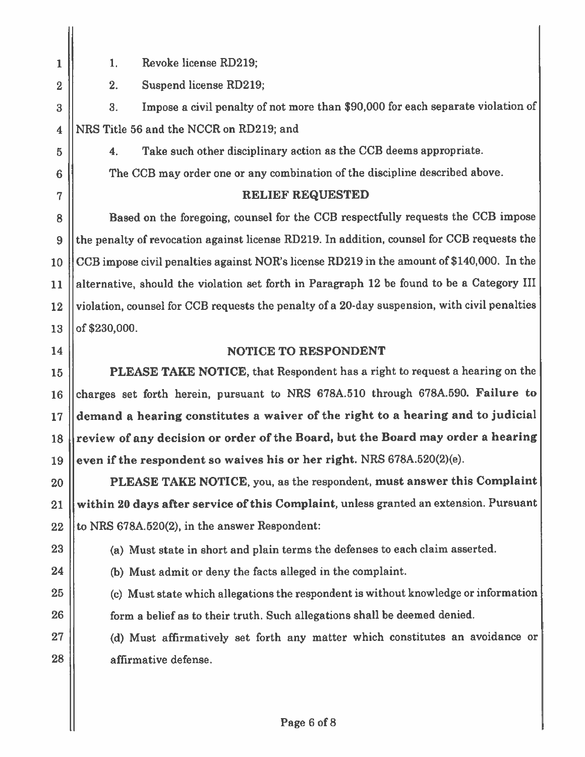1. Revoke license RD219;
2. Suspend license RD219;
3. Impose a civil penalty of not more than $90,000 for each separate violation of NRS Title 56 and the NCCR on RD219; and
4. Take such other disciplinary action as the CCB deems appropriate.

The CCB may order one or any combination of the discipline described above.

## RELIEF REQUESTED

Based on the foregoing, counsel for the CCB respectfully requests the CCB impose the penalty of revocation against license RD219. In addition, counsel for CCB requests the CCB impose civil penalties against NOR's license RD219 in the amount of $140,000. In the alternative, should the violation set forth in Paragraph 12 be found to be a Category III violation, counsel for CCB requests the penalty of a 20-day suspension, with civil penalties of $230,000.

## NOTICE TO RESPONDENT

**PLEASE TAKE NOTICE**, that Respondent has a right to request a hearing on the charges set forth herein, pursuant to NRS 678A.510 through 678A.590. **Failure to demand a hearing constitutes a waiver of the right to a hearing and to judicial review of any decision or order of the Board, but the Board may order a hearing even if the respondent so waives his or her right.** NRS 678A.520(2)(e).

**PLEASE TAKE NOTICE**, you, as the respondent, **must answer this Complaint within 20 days after service of this Complaint**, unless granted an extension. Pursuant to NRS 678A.520(2), in the answer Respondent:

(a) Must state in short and plain terms the defenses to each claim asserted.

(b) Must admit or deny the facts alleged in the complaint.

(c) Must state which allegations the respondent is without knowledge or information form a belief as to their truth. Such allegations shall be deemed denied.

(d) Must affirmatively set forth any matter which constitutes an avoidance or affirmative defense.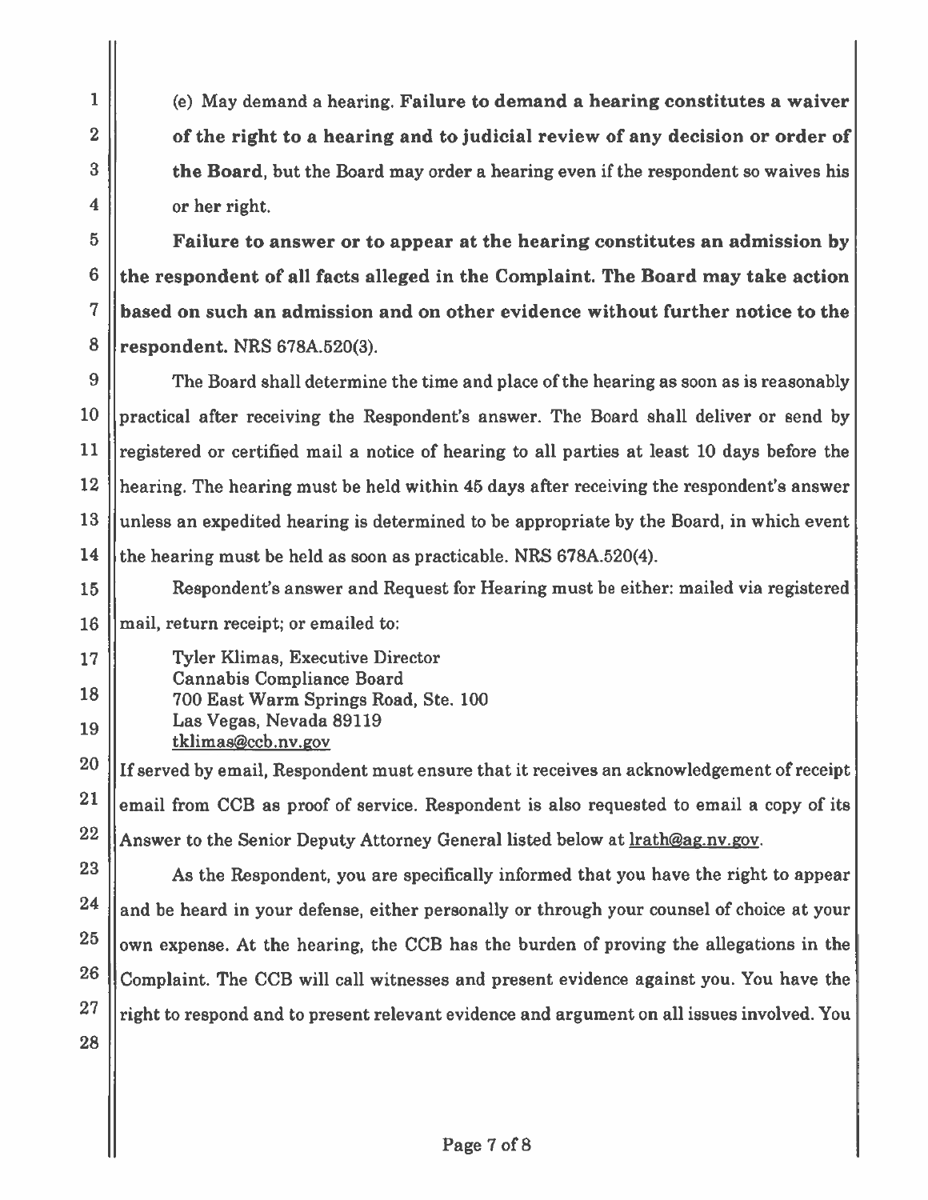(e) May demand a hearing. **Failure to demand a hearing constitutes a waiver of the right to a hearing and to judicial review of any decision or order of the Board**, but the Board may order a hearing even if the respondent so waives his or her right.

**Failure to answer or to appear at the hearing constitutes an admission by the respondent of all facts alleged in the Complaint. The Board may take action based on such an admission and on other evidence without further notice to the respondent.** NRS 678A.520(3).

The Board shall determine the time and place of the hearing as soon as is reasonably practical after receiving the Respondent's answer. The Board shall deliver or send by registered or certified mail a notice of hearing to all parties at least 10 days before the hearing. The hearing must be held within 45 days after receiving the respondent's answer unless an expedited hearing is determined to be appropriate by the Board, in which event the hearing must be held as soon as practicable. NRS 678A.520(4).

Respondent's answer and Request for Hearing must be either: mailed via registered mail, return receipt; or emailed to:

Tyler Klimas, Executive Director
Cannabis Compliance Board
700 East Warm Springs Road, Ste. 100
Las Vegas, Nevada 89119
tklimas@ccb.nv.gov

If served by email, Respondent must ensure that it receives an acknowledgement of receipt email from CCB as proof of service. Respondent is also requested to email a copy of its Answer to the Senior Deputy Attorney General listed below at lrath@ag.nv.gov.

As the Respondent, you are specifically informed that you have the right to appear and be heard in your defense, either personally or through your counsel of choice at your own expense. At the hearing, the CCB has the burden of proving the allegations in the Complaint. The CCB will call witnesses and present evidence against you. You have the right to respond and to present relevant evidence and argument on all issues involved. You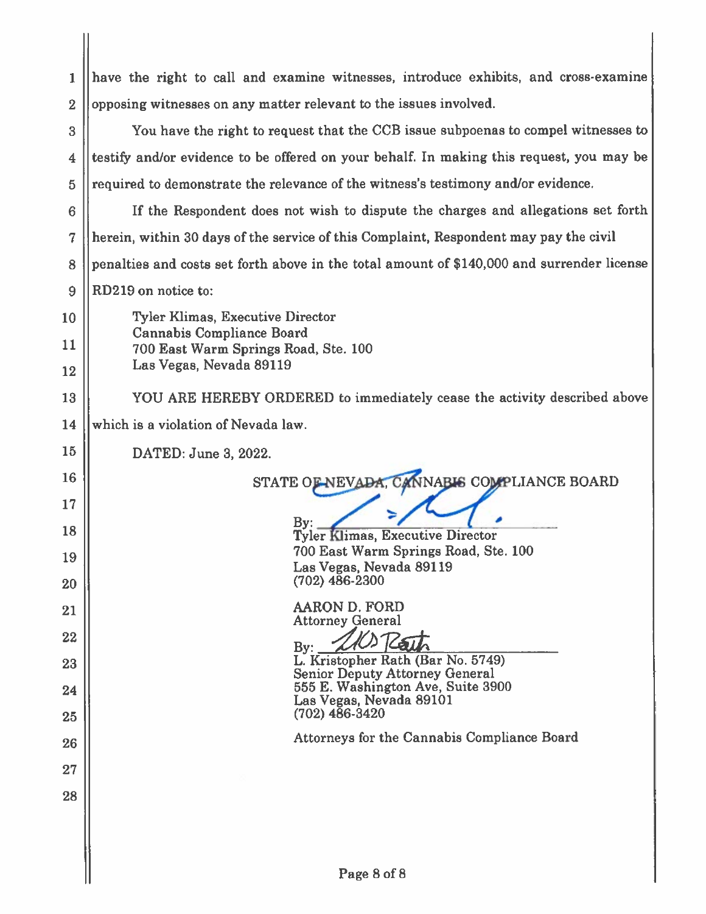have the right to call and examine witnesses, introduce exhibits, and cross-examine opposing witnesses on any matter relevant to the issues involved.

You have the right to request that the CCB issue subpoenas to compel witnesses to testify and/or evidence to be offered on your behalf. In making this request, you may be required to demonstrate the relevance of the witness's testimony and/or evidence.

If the Respondent does not wish to dispute the charges and allegations set forth herein, within 30 days of the service of this Complaint, Respondent may pay the civil penalties and costs set forth above in the total amount of $140,000 and surrender license RD219 on notice to:

Tyler Klimas, Executive Director
Cannabis Compliance Board
700 East Warm Springs Road, Ste. 100
Las Vegas, Nevada 89119

YOU ARE HEREBY ORDERED to immediately cease the activity described above which is a violation of Nevada law.

DATED: June 3, 2022.

STATE OF NEVADA, CANNABIS COMPLIANCE BOARD

By: ______________________
Tyler Klimas, Executive Director
700 East Warm Springs Road, Ste. 100
Las Vegas, Nevada 89119
(702) 486-2300

AARON D. FORD
Attorney General

By: ______________________
L. Kristopher Rath (Bar No. 5749)
Senior Deputy Attorney General
555 E. Washington Ave, Suite 3900
Las Vegas, Nevada 89101
(702) 486-3420

Attorneys for the Cannabis Compliance Board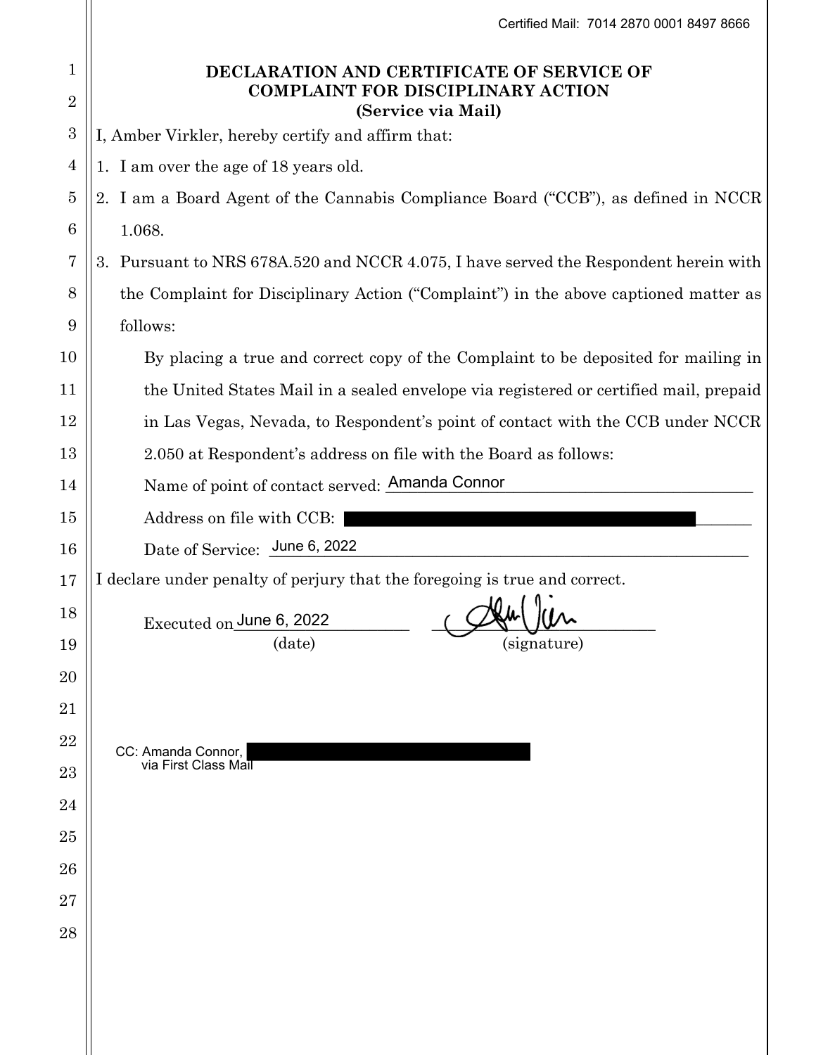Certified Mail: 7014 2870 0001 8497 8666

**DECLARATION AND CERTIFICATE OF SERVICE OF COMPLAINT FOR DISCIPLINARY ACTION**
**(Service via Mail)**

I, Amber Virkler, hereby certify and affirm that:

1. I am over the age of 18 years old.
2. I am a Board Agent of the Cannabis Compliance Board ("CCB"), as defined in NCCR 1.068.
3. Pursuant to NRS 678A.520 and NCCR 4.075, I have served the Respondent herein with the Complaint for Disciplinary Action ("Complaint") in the above captioned matter as follows:

    By placing a true and correct copy of the Complaint to be deposited for mailing in the United States Mail in a sealed envelope via registered or certified mail, prepaid in Las Vegas, Nevada, to Respondent's point of contact with the CCB under NCCR 2.050 at Respondent's address on file with the Board as follows:

    Name of point of contact served: Amanda Connor

    Address on file with CCB: [REDACTED]

    Date of Service: June 6, 2022

I declare under penalty of perjury that the foregoing is true and correct.

Executed on June 6, 2022 (date) _[signature]_ (signature)

CC: Amanda Connor, [REDACTED]
via First Class Mail